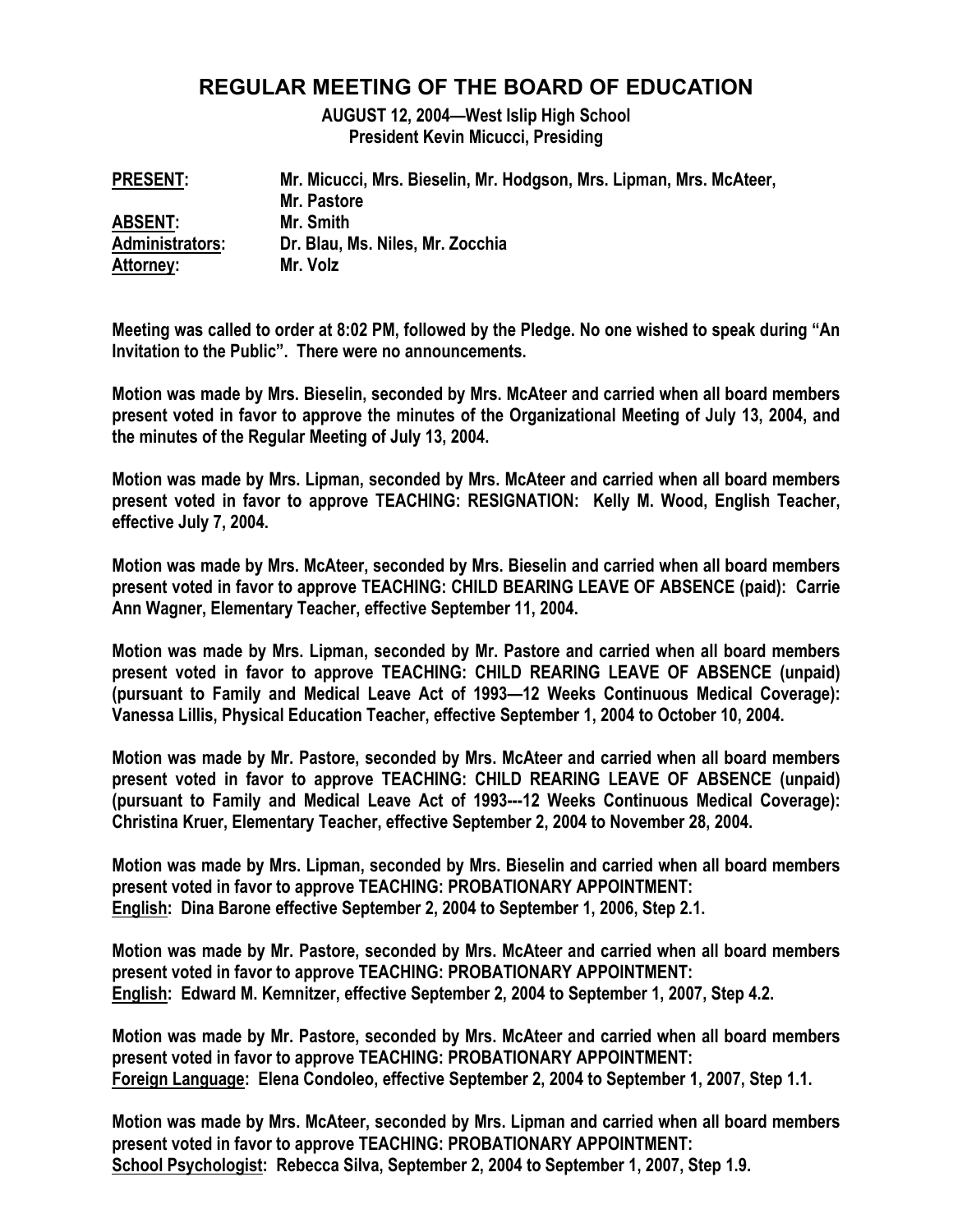# REGULAR MEETING OF THE BOARD OF EDUCATION

**AUGUST 12, 2004—West Islip High School**
**President Kevin Micucci, Presiding**

| | |
|---|---|
| **PRESENT:** | Mr. Micucci, Mrs. Bieselin, Mr. Hodgson, Mrs. Lipman, Mrs. McAteer, Mr. Pastore |
| **ABSENT:** | Mr. Smith |
| **Administrators:** | Dr. Blau, Ms. Niles, Mr. Zocchia |
| **Attorney:** | Mr. Volz |

Meeting was called to order at 8:02 PM, followed by the Pledge. No one wished to speak during "An Invitation to the Public". There were no announcements.

Motion was made by Mrs. Bieselin, seconded by Mrs. McAteer and carried when all board members present voted in favor to approve the minutes of the Organizational Meeting of July 13, 2004, and the minutes of the Regular Meeting of July 13, 2004.

Motion was made by Mrs. Lipman, seconded by Mrs. McAteer and carried when all board members present voted in favor to approve TEACHING: RESIGNATION: Kelly M. Wood, English Teacher, effective July 7, 2004.

Motion was made by Mrs. McAteer, seconded by Mrs. Bieselin and carried when all board members present voted in favor to approve TEACHING: CHILD BEARING LEAVE OF ABSENCE (paid): Carrie Ann Wagner, Elementary Teacher, effective September 11, 2004.

Motion was made by Mrs. Lipman, seconded by Mr. Pastore and carried when all board members present voted in favor to approve TEACHING: CHILD REARING LEAVE OF ABSENCE (unpaid) (pursuant to Family and Medical Leave Act of 1993—12 Weeks Continuous Medical Coverage): Vanessa Lillis, Physical Education Teacher, effective September 1, 2004 to October 10, 2004.

Motion was made by Mr. Pastore, seconded by Mrs. McAteer and carried when all board members present voted in favor to approve TEACHING: CHILD REARING LEAVE OF ABSENCE (unpaid) (pursuant to Family and Medical Leave Act of 1993---12 Weeks Continuous Medical Coverage): Christina Kruer, Elementary Teacher, effective September 2, 2004 to November 28, 2004.

Motion was made by Mrs. Lipman, seconded by Mrs. Bieselin and carried when all board members present voted in favor to approve TEACHING: PROBATIONARY APPOINTMENT:
<u>English</u>: Dina Barone effective September 2, 2004 to September 1, 2006, Step 2.1.

Motion was made by Mr. Pastore, seconded by Mrs. McAteer and carried when all board members present voted in favor to approve TEACHING: PROBATIONARY APPOINTMENT:
<u>English</u>: Edward M. Kemnitzer, effective September 2, 2004 to September 1, 2007, Step 4.2.

Motion was made by Mr. Pastore, seconded by Mrs. McAteer and carried when all board members present voted in favor to approve TEACHING: PROBATIONARY APPOINTMENT:
<u>Foreign Language</u>: Elena Condoleo, effective September 2, 2004 to September 1, 2007, Step 1.1.

Motion was made by Mrs. McAteer, seconded by Mrs. Lipman and carried when all board members present voted in favor to approve TEACHING: PROBATIONARY APPOINTMENT:
<u>School Psychologist</u>: Rebecca Silva, September 2, 2004 to September 1, 2007, Step 1.9.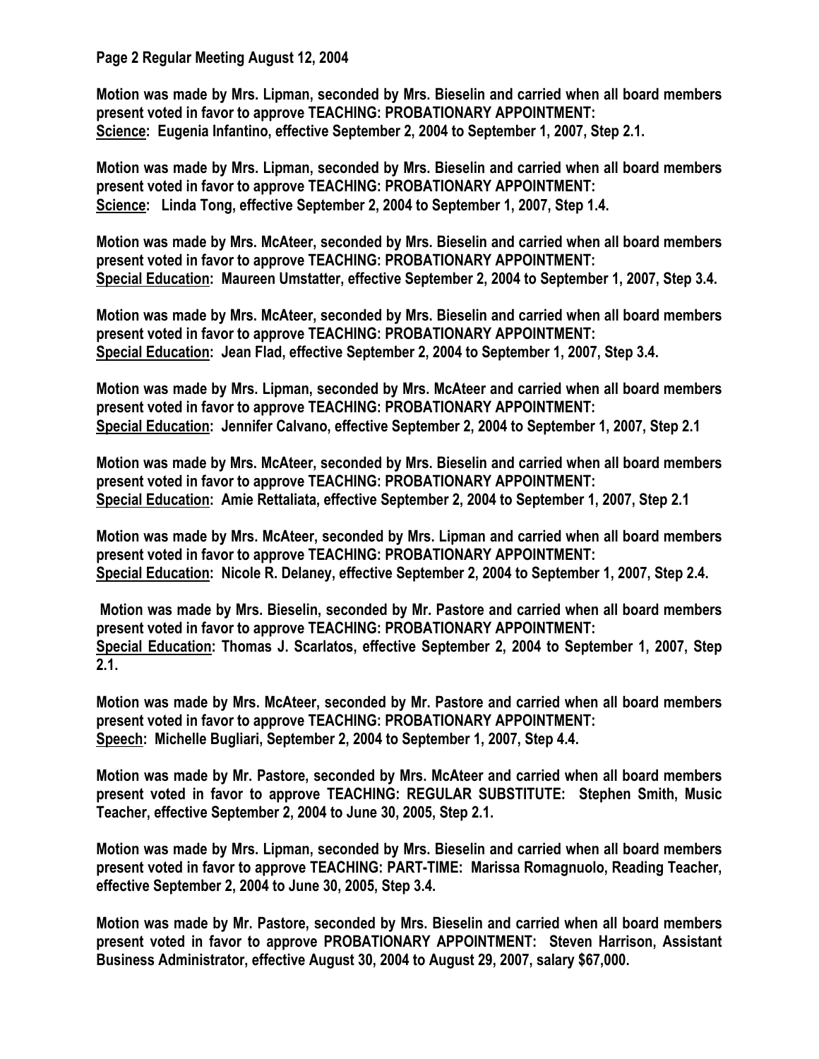**Motion was made by Mrs. Lipman, seconded by Mrs. Bieselin and carried when all board members present voted in favor to approve TEACHING: PROBATIONARY APPOINTMENT:**
**Science: Eugenia Infantino, effective September 2, 2004 to September 1, 2007, Step 2.1.**

**Motion was made by Mrs. Lipman, seconded by Mrs. Bieselin and carried when all board members present voted in favor to approve TEACHING: PROBATIONARY APPOINTMENT:**
**Science: Linda Tong, effective September 2, 2004 to September 1, 2007, Step 1.4.**

**Motion was made by Mrs. McAteer, seconded by Mrs. Bieselin and carried when all board members present voted in favor to approve TEACHING: PROBATIONARY APPOINTMENT:**
**Special Education: Maureen Umstatter, effective September 2, 2004 to September 1, 2007, Step 3.4.**

**Motion was made by Mrs. McAteer, seconded by Mrs. Bieselin and carried when all board members present voted in favor to approve TEACHING: PROBATIONARY APPOINTMENT:**
**Special Education: Jean Flad, effective September 2, 2004 to September 1, 2007, Step 3.4.**

**Motion was made by Mrs. Lipman, seconded by Mrs. McAteer and carried when all board members present voted in favor to approve TEACHING: PROBATIONARY APPOINTMENT:**
**Special Education: Jennifer Calvano, effective September 2, 2004 to September 1, 2007, Step 2.1**

**Motion was made by Mrs. McAteer, seconded by Mrs. Bieselin and carried when all board members present voted in favor to approve TEACHING: PROBATIONARY APPOINTMENT:**
**Special Education: Amie Rettaliata, effective September 2, 2004 to September 1, 2007, Step 2.1**

**Motion was made by Mrs. McAteer, seconded by Mrs. Lipman and carried when all board members present voted in favor to approve TEACHING: PROBATIONARY APPOINTMENT:**
**Special Education: Nicole R. Delaney, effective September 2, 2004 to September 1, 2007, Step 2.4.**

**Motion was made by Mrs. Bieselin, seconded by Mr. Pastore and carried when all board members present voted in favor to approve TEACHING: PROBATIONARY APPOINTMENT:**
**Special Education: Thomas J. Scarlatos, effective September 2, 2004 to September 1, 2007, Step 2.1.**

**Motion was made by Mrs. McAteer, seconded by Mr. Pastore and carried when all board members present voted in favor to approve TEACHING: PROBATIONARY APPOINTMENT:**
**Speech: Michelle Bugliari, September 2, 2004 to September 1, 2007, Step 4.4.**

**Motion was made by Mr. Pastore, seconded by Mrs. McAteer and carried when all board members present voted in favor to approve TEACHING: REGULAR SUBSTITUTE: Stephen Smith, Music Teacher, effective September 2, 2004 to June 30, 2005, Step 2.1.**

**Motion was made by Mrs. Lipman, seconded by Mrs. Bieselin and carried when all board members present voted in favor to approve TEACHING: PART-TIME: Marissa Romagnuolo, Reading Teacher, effective September 2, 2004 to June 30, 2005, Step 3.4.**

**Motion was made by Mr. Pastore, seconded by Mrs. Bieselin and carried when all board members present voted in favor to approve PROBATIONARY APPOINTMENT: Steven Harrison, Assistant Business Administrator, effective August 30, 2004 to August 29, 2007, salary $67,000.**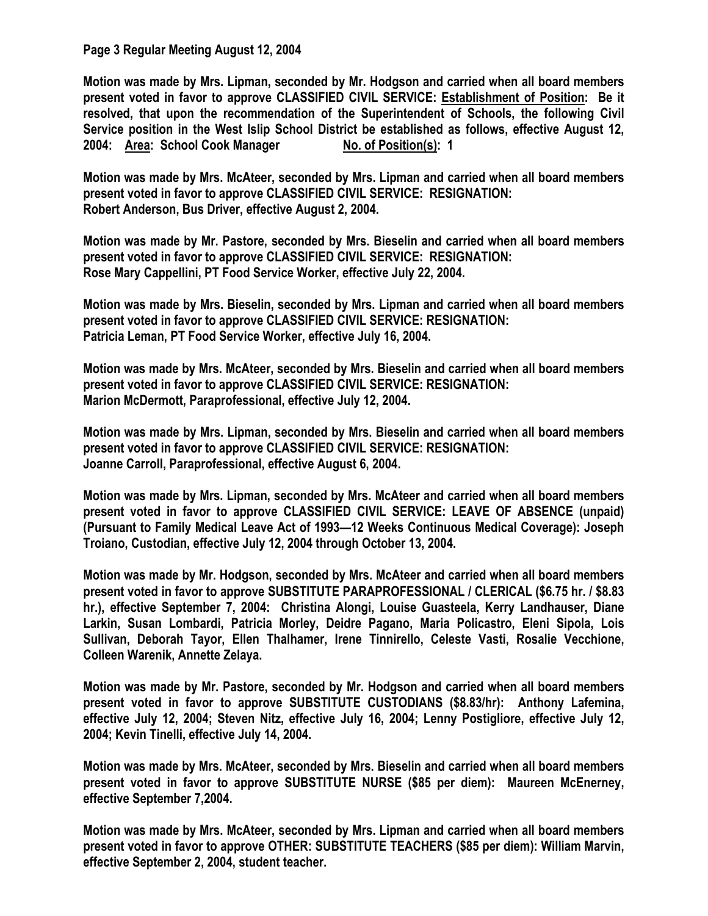**Page 3 Regular Meeting August 12, 2004**

**Motion was made by Mrs. Lipman, seconded by Mr. Hodgson and carried when all board members present voted in favor to approve CLASSIFIED CIVIL SERVICE: Establishment of Position: Be it resolved, that upon the recommendation of the Superintendent of Schools, the following Civil Service position in the West Islip School District be established as follows, effective August 12, 2004: Area: School Cook Manager No. of Position(s): 1**

**Motion was made by Mrs. McAteer, seconded by Mrs. Lipman and carried when all board members present voted in favor to approve CLASSIFIED CIVIL SERVICE: RESIGNATION: Robert Anderson, Bus Driver, effective August 2, 2004.**

**Motion was made by Mr. Pastore, seconded by Mrs. Bieselin and carried when all board members present voted in favor to approve CLASSIFIED CIVIL SERVICE: RESIGNATION: Rose Mary Cappellini, PT Food Service Worker, effective July 22, 2004.**

**Motion was made by Mrs. Bieselin, seconded by Mrs. Lipman and carried when all board members present voted in favor to approve CLASSIFIED CIVIL SERVICE: RESIGNATION: Patricia Leman, PT Food Service Worker, effective July 16, 2004.**

**Motion was made by Mrs. McAteer, seconded by Mrs. Bieselin and carried when all board members present voted in favor to approve CLASSIFIED CIVIL SERVICE: RESIGNATION: Marion McDermott, Paraprofessional, effective July 12, 2004.**

**Motion was made by Mrs. Lipman, seconded by Mrs. Bieselin and carried when all board members present voted in favor to approve CLASSIFIED CIVIL SERVICE: RESIGNATION: Joanne Carroll, Paraprofessional, effective August 6, 2004.**

**Motion was made by Mrs. Lipman, seconded by Mrs. McAteer and carried when all board members present voted in favor to approve CLASSIFIED CIVIL SERVICE: LEAVE OF ABSENCE (unpaid) (Pursuant to Family Medical Leave Act of 1993—12 Weeks Continuous Medical Coverage): Joseph Troiano, Custodian, effective July 12, 2004 through October 13, 2004.**

**Motion was made by Mr. Hodgson, seconded by Mrs. McAteer and carried when all board members present voted in favor to approve SUBSTITUTE PARAPROFESSIONAL / CLERICAL ($6.75 hr. / $8.83 hr.), effective September 7, 2004: Christina Alongi, Louise Guasteela, Kerry Landhauser, Diane Larkin, Susan Lombardi, Patricia Morley, Deidre Pagano, Maria Policastro, Eleni Sipola, Lois Sullivan, Deborah Tayor, Ellen Thalhamer, Irene Tinnirello, Celeste Vasti, Rosalie Vecchione, Colleen Warenik, Annette Zelaya.**

**Motion was made by Mr. Pastore, seconded by Mr. Hodgson and carried when all board members present voted in favor to approve SUBSTITUTE CUSTODIANS ($8.83/hr): Anthony Lafemina, effective July 12, 2004; Steven Nitz, effective July 16, 2004; Lenny Postigliore, effective July 12, 2004; Kevin Tinelli, effective July 14, 2004.**

**Motion was made by Mrs. McAteer, seconded by Mrs. Bieselin and carried when all board members present voted in favor to approve SUBSTITUTE NURSE ($85 per diem): Maureen McEnerney, effective September 7,2004.**

**Motion was made by Mrs. McAteer, seconded by Mrs. Lipman and carried when all board members present voted in favor to approve OTHER: SUBSTITUTE TEACHERS ($85 per diem): William Marvin, effective September 2, 2004, student teacher.**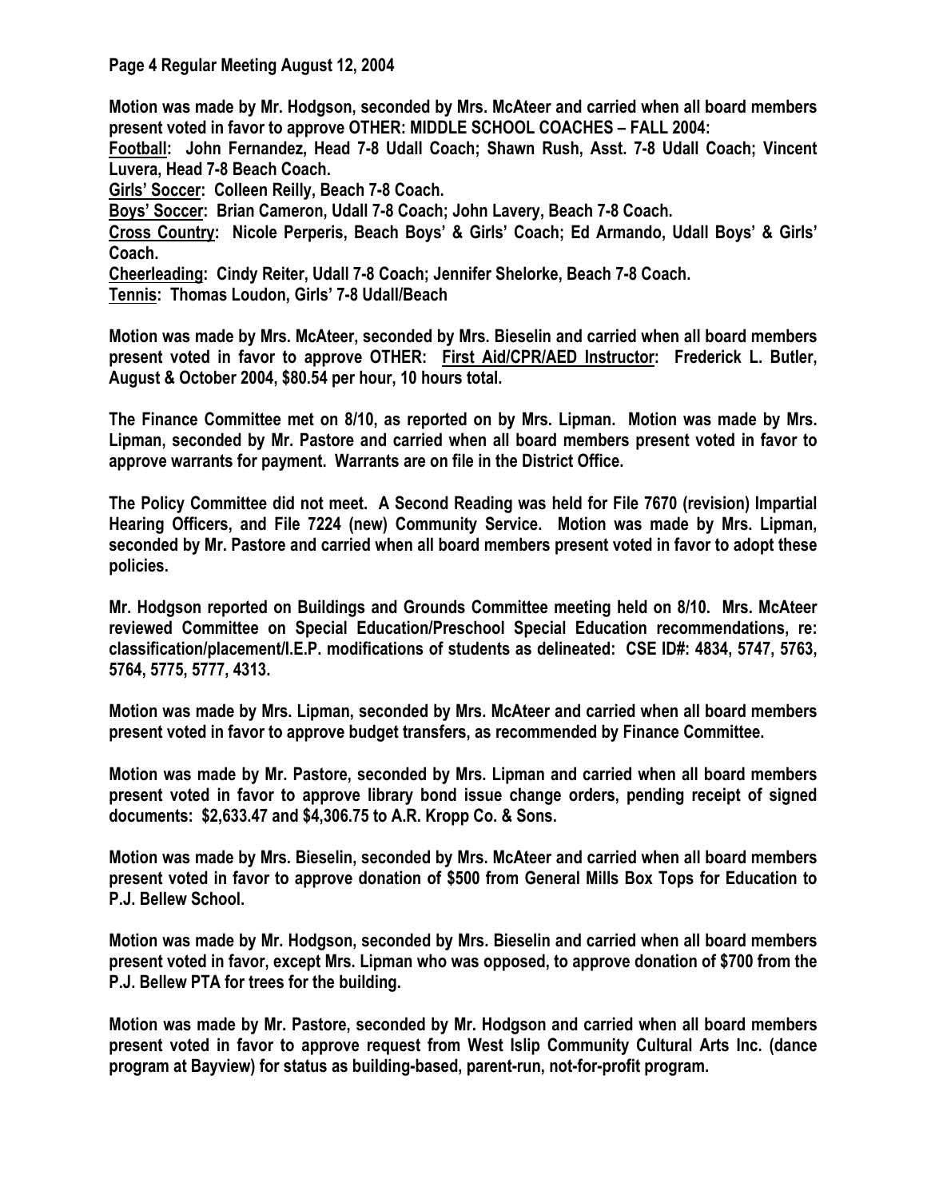**Motion was made by Mr. Hodgson, seconded by Mrs. McAteer and carried when all board members present voted in favor to approve OTHER: MIDDLE SCHOOL COACHES – FALL 2004:**

**Football: John Fernandez, Head 7-8 Udall Coach; Shawn Rush, Asst. 7-8 Udall Coach; Vincent Luvera, Head 7-8 Beach Coach.**

**Girls' Soccer: Colleen Reilly, Beach 7-8 Coach.**

**Boys' Soccer: Brian Cameron, Udall 7-8 Coach; John Lavery, Beach 7-8 Coach.**

**Cross Country: Nicole Perperis, Beach Boys' & Girls' Coach; Ed Armando, Udall Boys' & Girls' Coach.**

**Cheerleading: Cindy Reiter, Udall 7-8 Coach; Jennifer Shelorke, Beach 7-8 Coach.**

**Tennis: Thomas Loudon, Girls' 7-8 Udall/Beach**

**Motion was made by Mrs. McAteer, seconded by Mrs. Bieselin and carried when all board members present voted in favor to approve OTHER: First Aid/CPR/AED Instructor: Frederick L. Butler, August & October 2004, $80.54 per hour, 10 hours total.**

**The Finance Committee met on 8/10, as reported on by Mrs. Lipman. Motion was made by Mrs. Lipman, seconded by Mr. Pastore and carried when all board members present voted in favor to approve warrants for payment. Warrants are on file in the District Office.**

**The Policy Committee did not meet. A Second Reading was held for File 7670 (revision) Impartial Hearing Officers, and File 7224 (new) Community Service. Motion was made by Mrs. Lipman, seconded by Mr. Pastore and carried when all board members present voted in favor to adopt these policies.**

**Mr. Hodgson reported on Buildings and Grounds Committee meeting held on 8/10. Mrs. McAteer reviewed Committee on Special Education/Preschool Special Education recommendations, re: classification/placement/I.E.P. modifications of students as delineated: CSE ID#: 4834, 5747, 5763, 5764, 5775, 5777, 4313.**

**Motion was made by Mrs. Lipman, seconded by Mrs. McAteer and carried when all board members present voted in favor to approve budget transfers, as recommended by Finance Committee.**

**Motion was made by Mr. Pastore, seconded by Mrs. Lipman and carried when all board members present voted in favor to approve library bond issue change orders, pending receipt of signed documents: $2,633.47 and $4,306.75 to A.R. Kropp Co. & Sons.**

**Motion was made by Mrs. Bieselin, seconded by Mrs. McAteer and carried when all board members present voted in favor to approve donation of $500 from General Mills Box Tops for Education to P.J. Bellew School.**

**Motion was made by Mr. Hodgson, seconded by Mrs. Bieselin and carried when all board members present voted in favor, except Mrs. Lipman who was opposed, to approve donation of $700 from the P.J. Bellew PTA for trees for the building.**

**Motion was made by Mr. Pastore, seconded by Mr. Hodgson and carried when all board members present voted in favor to approve request from West Islip Community Cultural Arts Inc. (dance program at Bayview) for status as building-based, parent-run, not-for-profit program.**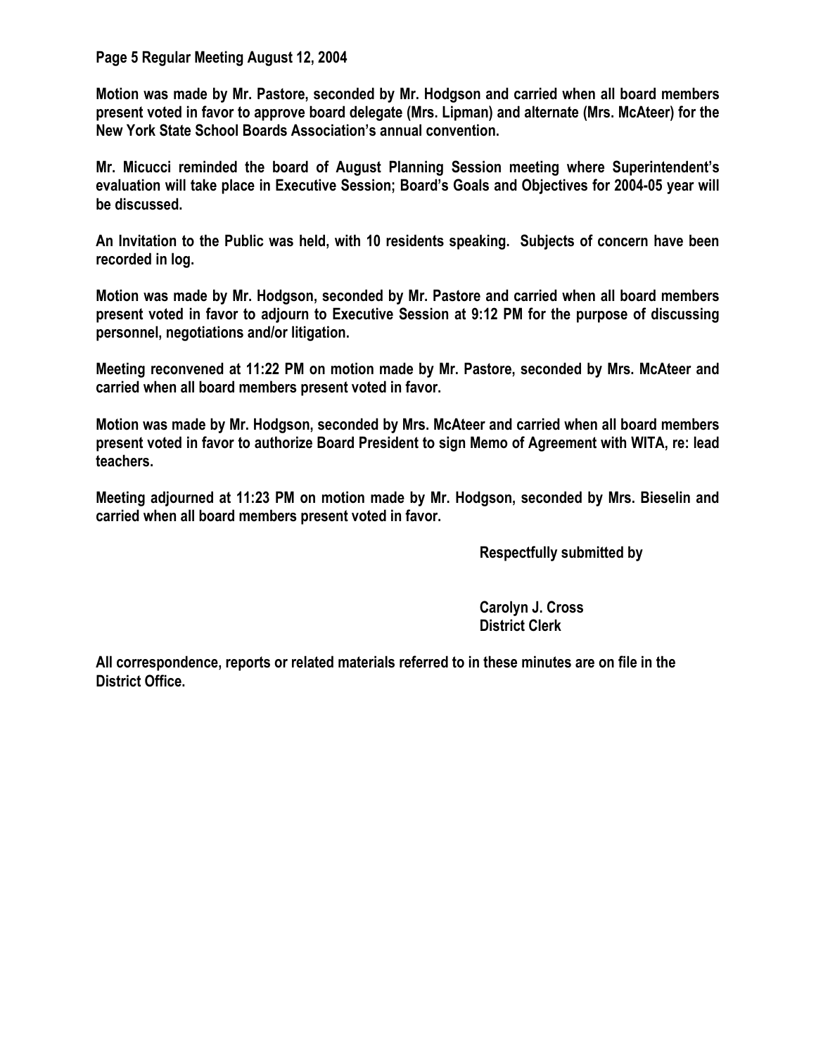Motion was made by Mr. Pastore, seconded by Mr. Hodgson and carried when all board members present voted in favor to approve board delegate (Mrs. Lipman) and alternate (Mrs. McAteer) for the New York State School Boards Association's annual convention.

Mr. Micucci reminded the board of August Planning Session meeting where Superintendent's evaluation will take place in Executive Session; Board's Goals and Objectives for 2004-05 year will be discussed.

An Invitation to the Public was held, with 10 residents speaking. Subjects of concern have been recorded in log.

Motion was made by Mr. Hodgson, seconded by Mr. Pastore and carried when all board members present voted in favor to adjourn to Executive Session at 9:12 PM for the purpose of discussing personnel, negotiations and/or litigation.

Meeting reconvened at 11:22 PM on motion made by Mr. Pastore, seconded by Mrs. McAteer and carried when all board members present voted in favor.

Motion was made by Mr. Hodgson, seconded by Mrs. McAteer and carried when all board members present voted in favor to authorize Board President to sign Memo of Agreement with WITA, re: lead teachers.

Meeting adjourned at 11:23 PM on motion made by Mr. Hodgson, seconded by Mrs. Bieselin and carried when all board members present voted in favor.

Respectfully submitted by

Carolyn J. Cross
District Clerk

All correspondence, reports or related materials referred to in these minutes are on file in the District Office.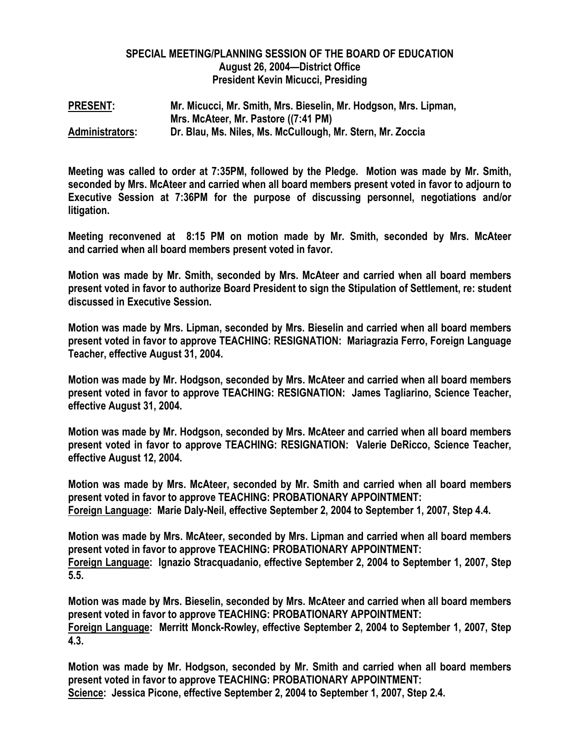**SPECIAL MEETING/PLANNING SESSION OF THE BOARD OF EDUCATION**
**August 26, 2004—District Office**
**President Kevin Micucci, Presiding**

**PRESENT:** Mr. Micucci, Mr. Smith, Mrs. Bieselin, Mr. Hodgson, Mrs. Lipman, Mrs. McAteer, Mr. Pastore ((7:41 PM)

**Administrators:** Dr. Blau, Ms. Niles, Ms. McCullough, Mr. Stern, Mr. Zoccia

**Meeting was called to order at 7:35PM, followed by the Pledge. Motion was made by Mr. Smith, seconded by Mrs. McAteer and carried when all board members present voted in favor to adjourn to Executive Session at 7:36PM for the purpose of discussing personnel, negotiations and/or litigation.**

**Meeting reconvened at 8:15 PM on motion made by Mr. Smith, seconded by Mrs. McAteer and carried when all board members present voted in favor.**

**Motion was made by Mr. Smith, seconded by Mrs. McAteer and carried when all board members present voted in favor to authorize Board President to sign the Stipulation of Settlement, re: student discussed in Executive Session.**

**Motion was made by Mrs. Lipman, seconded by Mrs. Bieselin and carried when all board members present voted in favor to approve TEACHING: RESIGNATION: Mariagrazia Ferro, Foreign Language Teacher, effective August 31, 2004.**

**Motion was made by Mr. Hodgson, seconded by Mrs. McAteer and carried when all board members present voted in favor to approve TEACHING: RESIGNATION: James Tagliarino, Science Teacher, effective August 31, 2004.**

**Motion was made by Mr. Hodgson, seconded by Mrs. McAteer and carried when all board members present voted in favor to approve TEACHING: RESIGNATION: Valerie DeRicco, Science Teacher, effective August 12, 2004.**

**Motion was made by Mrs. McAteer, seconded by Mr. Smith and carried when all board members present voted in favor to approve TEACHING: PROBATIONARY APPOINTMENT:**
**<u>Foreign Language</u>: Marie Daly-Neil, effective September 2, 2004 to September 1, 2007, Step 4.4.**

**Motion was made by Mrs. McAteer, seconded by Mrs. Lipman and carried when all board members present voted in favor to approve TEACHING: PROBATIONARY APPOINTMENT:**
**<u>Foreign Language</u>: Ignazio Stracquadanio, effective September 2, 2004 to September 1, 2007, Step 5.5.**

**Motion was made by Mrs. Bieselin, seconded by Mrs. McAteer and carried when all board members present voted in favor to approve TEACHING: PROBATIONARY APPOINTMENT:**
**<u>Foreign Language</u>: Merritt Monck-Rowley, effective September 2, 2004 to September 1, 2007, Step 4.3.**

**Motion was made by Mr. Hodgson, seconded by Mr. Smith and carried when all board members present voted in favor to approve TEACHING: PROBATIONARY APPOINTMENT:**
**<u>Science</u>: Jessica Picone, effective September 2, 2004 to September 1, 2007, Step 2.4.**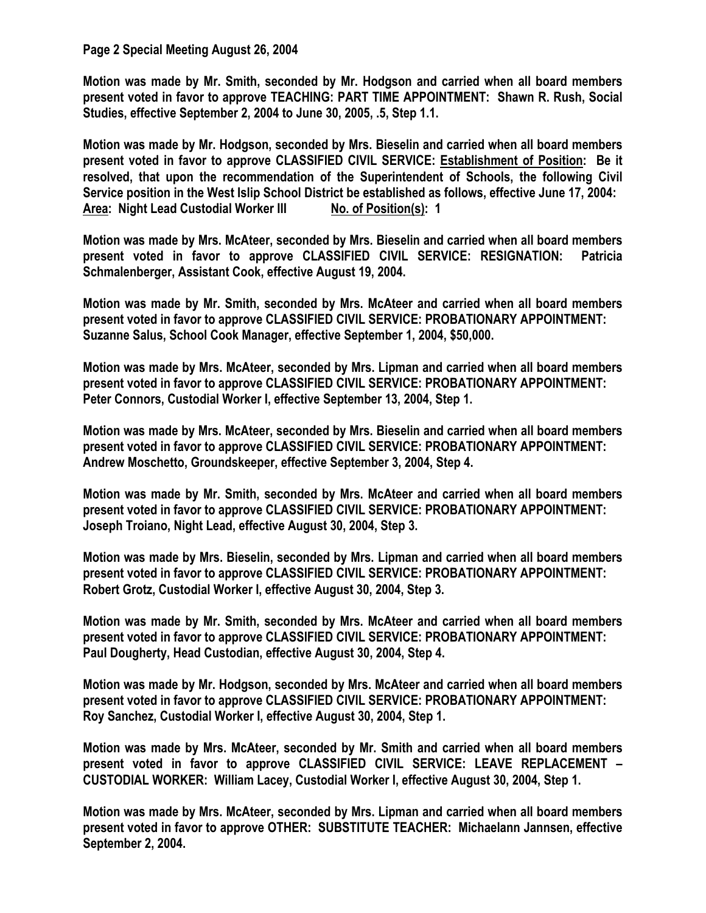**Motion was made by Mr. Smith, seconded by Mr. Hodgson and carried when all board members present voted in favor to approve TEACHING: PART TIME APPOINTMENT: Shawn R. Rush, Social Studies, effective September 2, 2004 to June 30, 2005, .5, Step 1.1.**

**Motion was made by Mr. Hodgson, seconded by Mrs. Bieselin and carried when all board members present voted in favor to approve CLASSIFIED CIVIL SERVICE: Establishment of Position: Be it resolved, that upon the recommendation of the Superintendent of Schools, the following Civil Service position in the West Islip School District be established as follows, effective June 17, 2004:**
**Area: Night Lead Custodial Worker III No. of Position(s): 1**

**Motion was made by Mrs. McAteer, seconded by Mrs. Bieselin and carried when all board members present voted in favor to approve CLASSIFIED CIVIL SERVICE: RESIGNATION: Patricia Schmalenberger, Assistant Cook, effective August 19, 2004.**

**Motion was made by Mr. Smith, seconded by Mrs. McAteer and carried when all board members present voted in favor to approve CLASSIFIED CIVIL SERVICE: PROBATIONARY APPOINTMENT: Suzanne Salus, School Cook Manager, effective September 1, 2004, $50,000.**

**Motion was made by Mrs. McAteer, seconded by Mrs. Lipman and carried when all board members present voted in favor to approve CLASSIFIED CIVIL SERVICE: PROBATIONARY APPOINTMENT: Peter Connors, Custodial Worker I, effective September 13, 2004, Step 1.**

**Motion was made by Mrs. McAteer, seconded by Mrs. Bieselin and carried when all board members present voted in favor to approve CLASSIFIED CIVIL SERVICE: PROBATIONARY APPOINTMENT: Andrew Moschetto, Groundskeeper, effective September 3, 2004, Step 4.**

**Motion was made by Mr. Smith, seconded by Mrs. McAteer and carried when all board members present voted in favor to approve CLASSIFIED CIVIL SERVICE: PROBATIONARY APPOINTMENT: Joseph Troiano, Night Lead, effective August 30, 2004, Step 3.**

**Motion was made by Mrs. Bieselin, seconded by Mrs. Lipman and carried when all board members present voted in favor to approve CLASSIFIED CIVIL SERVICE: PROBATIONARY APPOINTMENT: Robert Grotz, Custodial Worker I, effective August 30, 2004, Step 3.**

**Motion was made by Mr. Smith, seconded by Mrs. McAteer and carried when all board members present voted in favor to approve CLASSIFIED CIVIL SERVICE: PROBATIONARY APPOINTMENT: Paul Dougherty, Head Custodian, effective August 30, 2004, Step 4.**

**Motion was made by Mr. Hodgson, seconded by Mrs. McAteer and carried when all board members present voted in favor to approve CLASSIFIED CIVIL SERVICE: PROBATIONARY APPOINTMENT: Roy Sanchez, Custodial Worker I, effective August 30, 2004, Step 1.**

**Motion was made by Mrs. McAteer, seconded by Mr. Smith and carried when all board members present voted in favor to approve CLASSIFIED CIVIL SERVICE: LEAVE REPLACEMENT – CUSTODIAL WORKER: William Lacey, Custodial Worker I, effective August 30, 2004, Step 1.**

**Motion was made by Mrs. McAteer, seconded by Mrs. Lipman and carried when all board members present voted in favor to approve OTHER: SUBSTITUTE TEACHER: Michaelann Jannsen, effective September 2, 2004.**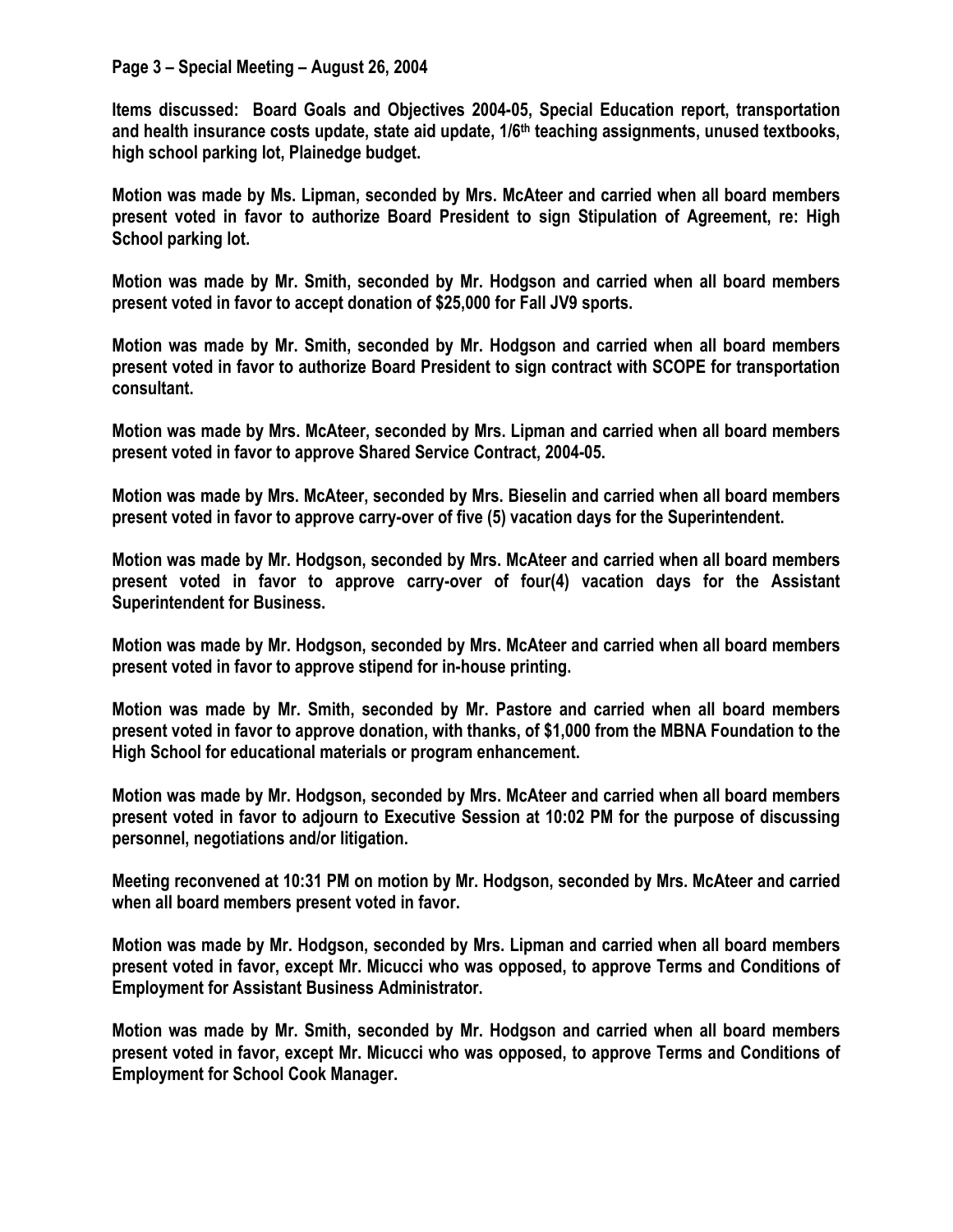**Page 3 – Special Meeting – August 26, 2004**

**Items discussed: Board Goals and Objectives 2004-05, Special Education report, transportation and health insurance costs update, state aid update, 1/6th teaching assignments, unused textbooks, high school parking lot, Plainedge budget.**

**Motion was made by Ms. Lipman, seconded by Mrs. McAteer and carried when all board members present voted in favor to authorize Board President to sign Stipulation of Agreement, re: High School parking lot.**

**Motion was made by Mr. Smith, seconded by Mr. Hodgson and carried when all board members present voted in favor to accept donation of $25,000 for Fall JV9 sports.**

**Motion was made by Mr. Smith, seconded by Mr. Hodgson and carried when all board members present voted in favor to authorize Board President to sign contract with SCOPE for transportation consultant.**

**Motion was made by Mrs. McAteer, seconded by Mrs. Lipman and carried when all board members present voted in favor to approve Shared Service Contract, 2004-05.**

**Motion was made by Mrs. McAteer, seconded by Mrs. Bieselin and carried when all board members present voted in favor to approve carry-over of five (5) vacation days for the Superintendent.**

**Motion was made by Mr. Hodgson, seconded by Mrs. McAteer and carried when all board members present voted in favor to approve carry-over of four(4) vacation days for the Assistant Superintendent for Business.**

**Motion was made by Mr. Hodgson, seconded by Mrs. McAteer and carried when all board members present voted in favor to approve stipend for in-house printing.**

**Motion was made by Mr. Smith, seconded by Mr. Pastore and carried when all board members present voted in favor to approve donation, with thanks, of $1,000 from the MBNA Foundation to the High School for educational materials or program enhancement.**

**Motion was made by Mr. Hodgson, seconded by Mrs. McAteer and carried when all board members present voted in favor to adjourn to Executive Session at 10:02 PM for the purpose of discussing personnel, negotiations and/or litigation.**

**Meeting reconvened at 10:31 PM on motion by Mr. Hodgson, seconded by Mrs. McAteer and carried when all board members present voted in favor.**

**Motion was made by Mr. Hodgson, seconded by Mrs. Lipman and carried when all board members present voted in favor, except Mr. Micucci who was opposed, to approve Terms and Conditions of Employment for Assistant Business Administrator.**

**Motion was made by Mr. Smith, seconded by Mr. Hodgson and carried when all board members present voted in favor, except Mr. Micucci who was opposed, to approve Terms and Conditions of Employment for School Cook Manager.**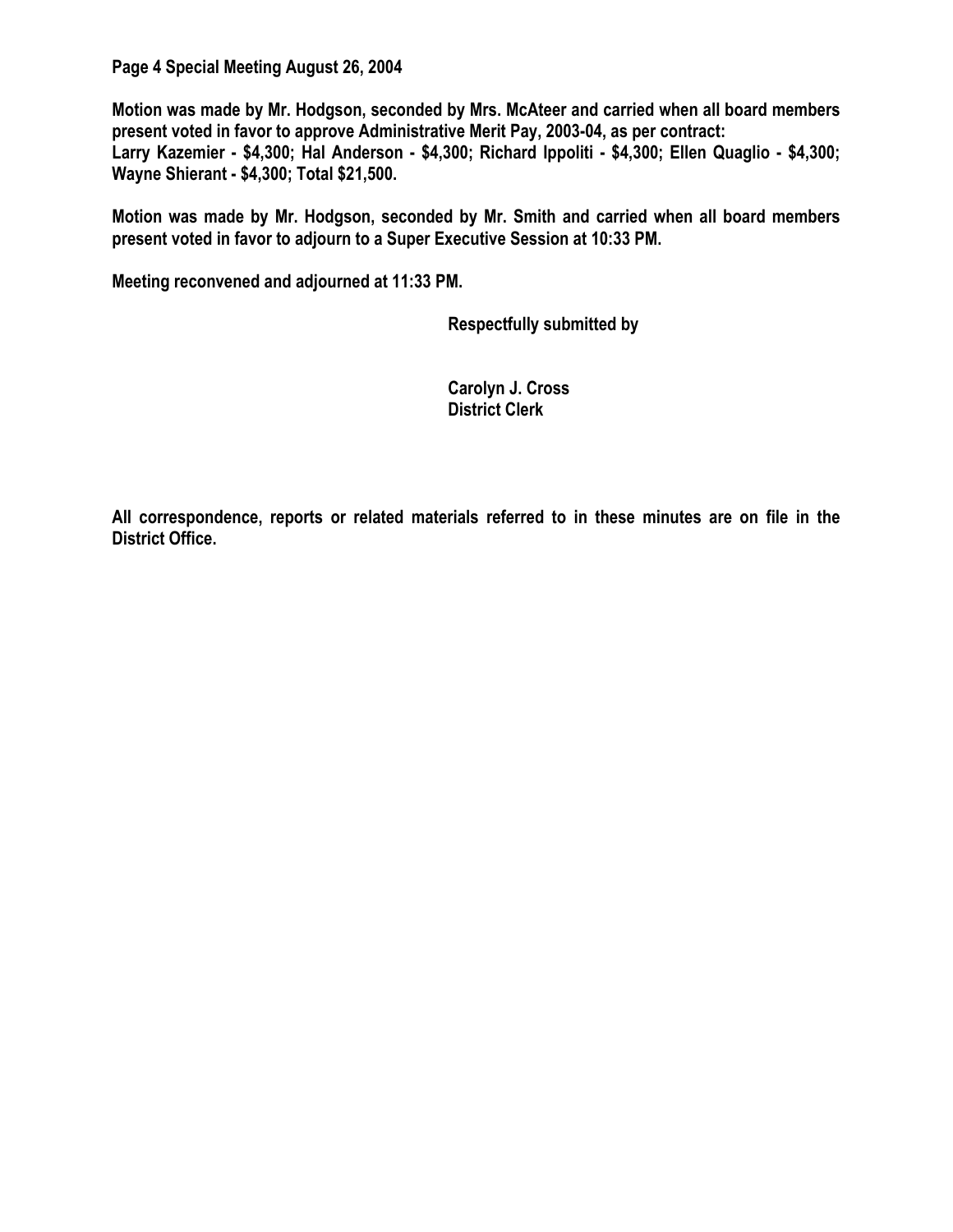**Motion was made by Mr. Hodgson, seconded by Mrs. McAteer and carried when all board members present voted in favor to approve Administrative Merit Pay, 2003-04, as per contract: Larry Kazemier - $4,300; Hal Anderson - $4,300; Richard Ippoliti - $4,300; Ellen Quaglio - $4,300; Wayne Shierant - $4,300; Total $21,500.**

**Motion was made by Mr. Hodgson, seconded by Mr. Smith and carried when all board members present voted in favor to adjourn to a Super Executive Session at 10:33 PM.**

**Meeting reconvened and adjourned at 11:33 PM.**

**Respectfully submitted by**

**Carolyn J. Cross**
**District Clerk**

**All correspondence, reports or related materials referred to in these minutes are on file in the District Office.**